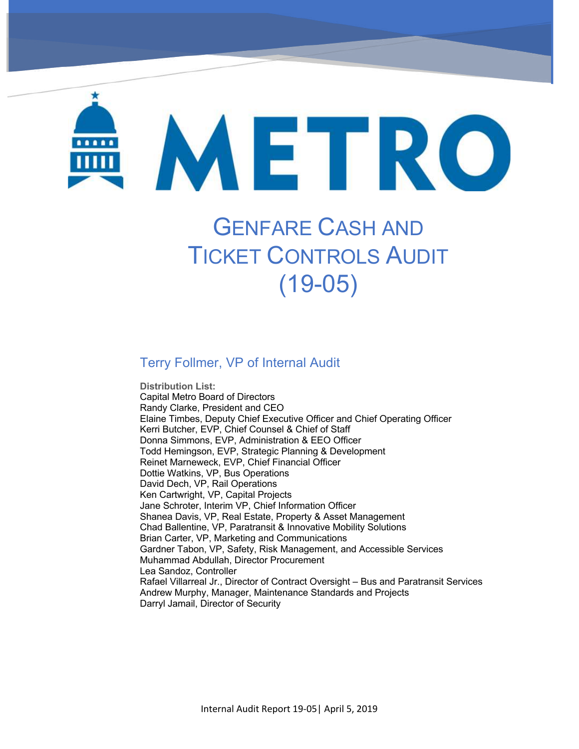# METRO

# Genfare Cash and Ticket Controls Audit (19-05)

## Terry Follmer, VP of Internal Audit

**Distribution List:**

Capital Metro Board of Directors
Randy Clarke, President and CEO
Elaine Timbes, Deputy Chief Executive Officer and Chief Operating Officer
Kerri Butcher, EVP, Chief Counsel & Chief of Staff
Donna Simmons, EVP, Administration & EEO Officer
Todd Hemingson, EVP, Strategic Planning & Development
Reinet Marneweck, EVP, Chief Financial Officer
Dottie Watkins, VP, Bus Operations
David Dech, VP, Rail Operations
Ken Cartwright, VP, Capital Projects
Jane Schroter, Interim VP, Chief Information Officer
Shanea Davis, VP, Real Estate, Property & Asset Management
Chad Ballentine, VP, Paratransit & Innovative Mobility Solutions
Brian Carter, VP, Marketing and Communications
Gardner Tabon, VP, Safety, Risk Management, and Accessible Services
Muhammad Abdullah, Director Procurement
Lea Sandoz, Controller
Rafael Villarreal Jr., Director of Contract Oversight – Bus and Paratransit Services
Andrew Murphy, Manager, Maintenance Standards and Projects
Darryl Jamail, Director of Security

Internal Audit Report 19-05| April 5, 2019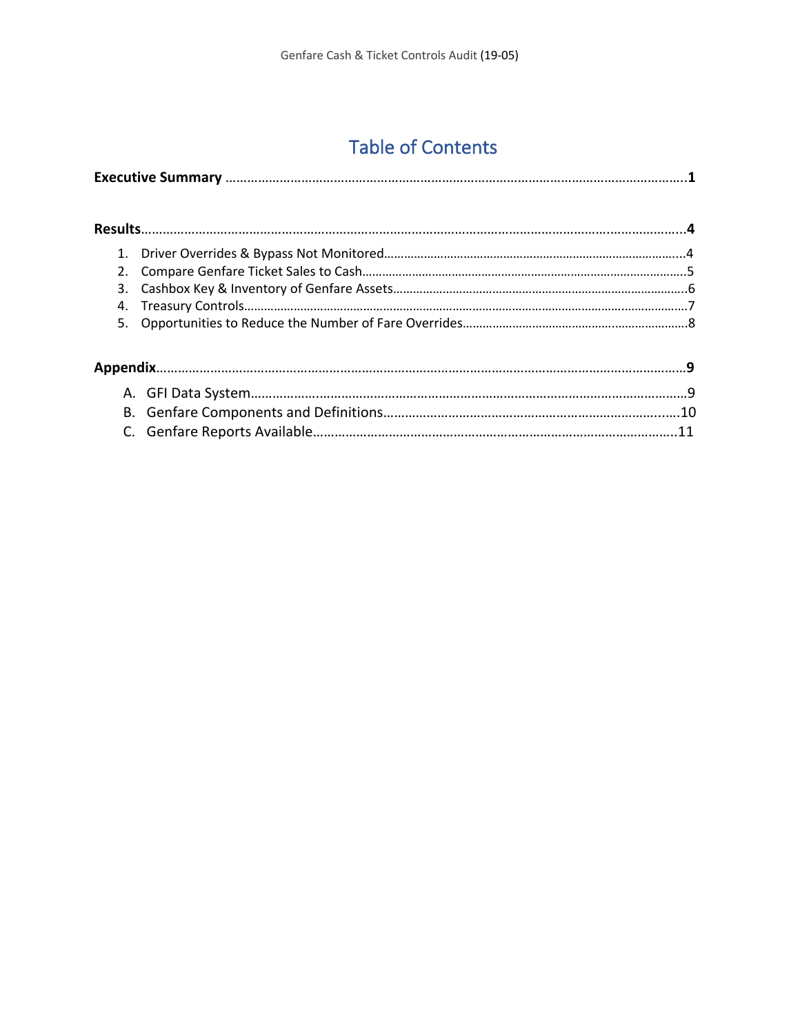# Table of Contents

**Executive Summary** ..... **1**

**Results** ..... **4**

1. Driver Overrides & Bypass Not Monitored ..... 4
2. Compare Genfare Ticket Sales to Cash ..... 5
3. Cashbox Key & Inventory of Genfare Assets ..... 6
4. Treasury Controls ..... 7
5. Opportunities to Reduce the Number of Fare Overrides ..... 8

**Appendix** ..... **9**

A. GFI Data System ..... 9
B. Genfare Components and Definitions ..... 10
C. Genfare Reports Available ..... 11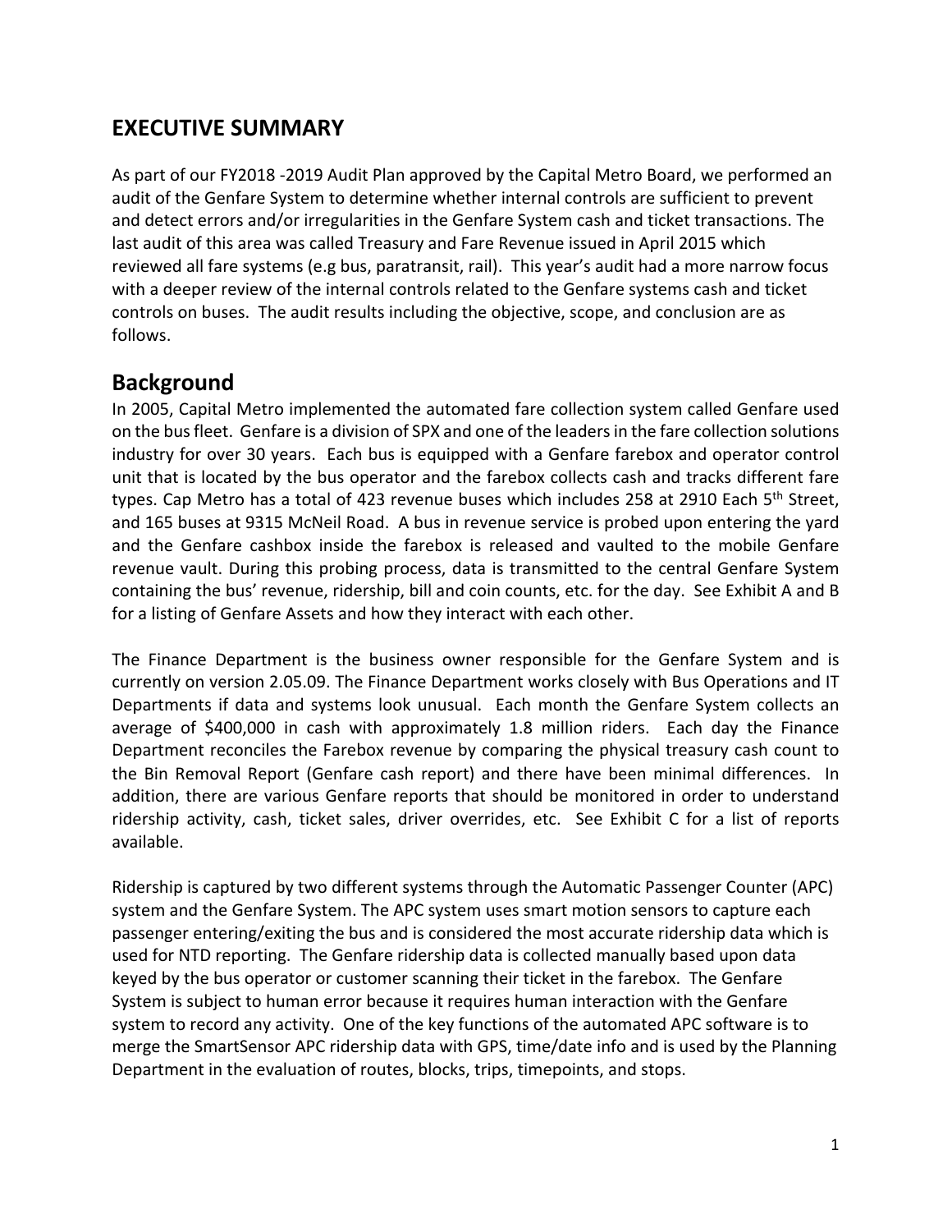## EXECUTIVE SUMMARY

As part of our FY2018 -2019 Audit Plan approved by the Capital Metro Board, we performed an audit of the Genfare System to determine whether internal controls are sufficient to prevent and detect errors and/or irregularities in the Genfare System cash and ticket transactions. The last audit of this area was called Treasury and Fare Revenue issued in April 2015 which reviewed all fare systems (e.g bus, paratransit, rail). This year's audit had a more narrow focus with a deeper review of the internal controls related to the Genfare systems cash and ticket controls on buses. The audit results including the objective, scope, and conclusion are as follows.

## Background

In 2005, Capital Metro implemented the automated fare collection system called Genfare used on the bus fleet. Genfare is a division of SPX and one of the leaders in the fare collection solutions industry for over 30 years. Each bus is equipped with a Genfare farebox and operator control unit that is located by the bus operator and the farebox collects cash and tracks different fare types. Cap Metro has a total of 423 revenue buses which includes 258 at 2910 Each 5th Street, and 165 buses at 9315 McNeil Road. A bus in revenue service is probed upon entering the yard and the Genfare cashbox inside the farebox is released and vaulted to the mobile Genfare revenue vault. During this probing process, data is transmitted to the central Genfare System containing the bus' revenue, ridership, bill and coin counts, etc. for the day. See Exhibit A and B for a listing of Genfare Assets and how they interact with each other.

The Finance Department is the business owner responsible for the Genfare System and is currently on version 2.05.09. The Finance Department works closely with Bus Operations and IT Departments if data and systems look unusual. Each month the Genfare System collects an average of $400,000 in cash with approximately 1.8 million riders. Each day the Finance Department reconciles the Farebox revenue by comparing the physical treasury cash count to the Bin Removal Report (Genfare cash report) and there have been minimal differences. In addition, there are various Genfare reports that should be monitored in order to understand ridership activity, cash, ticket sales, driver overrides, etc. See Exhibit C for a list of reports available.

Ridership is captured by two different systems through the Automatic Passenger Counter (APC) system and the Genfare System. The APC system uses smart motion sensors to capture each passenger entering/exiting the bus and is considered the most accurate ridership data which is used for NTD reporting. The Genfare ridership data is collected manually based upon data keyed by the bus operator or customer scanning their ticket in the farebox. The Genfare System is subject to human error because it requires human interaction with the Genfare system to record any activity. One of the key functions of the automated APC software is to merge the SmartSensor APC ridership data with GPS, time/date info and is used by the Planning Department in the evaluation of routes, blocks, trips, timepoints, and stops.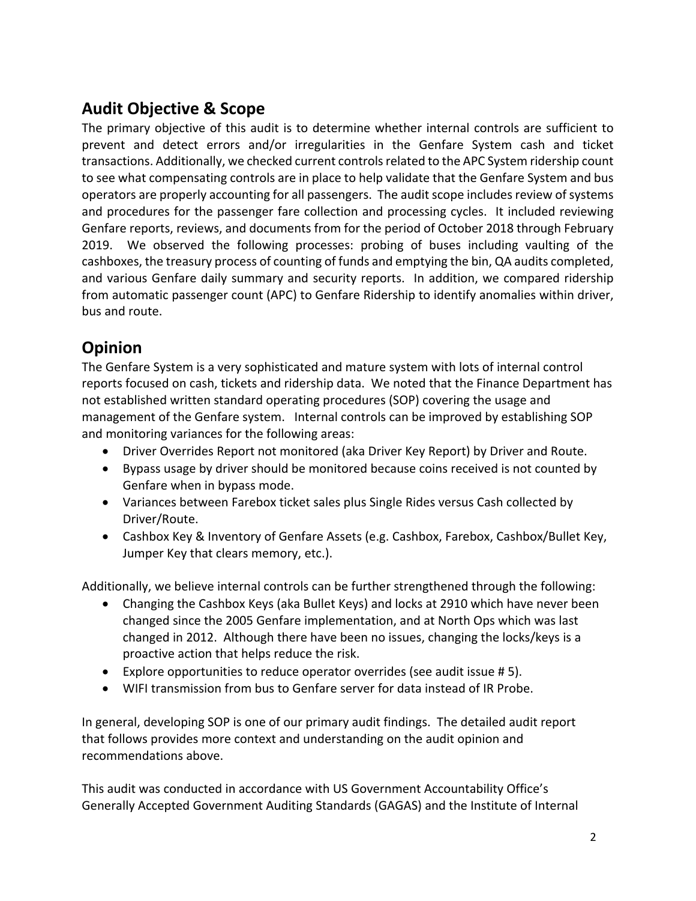## Audit Objective & Scope

The primary objective of this audit is to determine whether internal controls are sufficient to prevent and detect errors and/or irregularities in the Genfare System cash and ticket transactions. Additionally, we checked current controls related to the APC System ridership count to see what compensating controls are in place to help validate that the Genfare System and bus operators are properly accounting for all passengers. The audit scope includes review of systems and procedures for the passenger fare collection and processing cycles. It included reviewing Genfare reports, reviews, and documents from for the period of October 2018 through February 2019. We observed the following processes: probing of buses including vaulting of the cashboxes, the treasury process of counting of funds and emptying the bin, QA audits completed, and various Genfare daily summary and security reports. In addition, we compared ridership from automatic passenger count (APC) to Genfare Ridership to identify anomalies within driver, bus and route.

## Opinion

The Genfare System is a very sophisticated and mature system with lots of internal control reports focused on cash, tickets and ridership data. We noted that the Finance Department has not established written standard operating procedures (SOP) covering the usage and management of the Genfare system. Internal controls can be improved by establishing SOP and monitoring variances for the following areas:

- Driver Overrides Report not monitored (aka Driver Key Report) by Driver and Route.
- Bypass usage by driver should be monitored because coins received is not counted by Genfare when in bypass mode.
- Variances between Farebox ticket sales plus Single Rides versus Cash collected by Driver/Route.
- Cashbox Key & Inventory of Genfare Assets (e.g. Cashbox, Farebox, Cashbox/Bullet Key, Jumper Key that clears memory, etc.).

Additionally, we believe internal controls can be further strengthened through the following:

- Changing the Cashbox Keys (aka Bullet Keys) and locks at 2910 which have never been changed since the 2005 Genfare implementation, and at North Ops which was last changed in 2012. Although there have been no issues, changing the locks/keys is a proactive action that helps reduce the risk.
- Explore opportunities to reduce operator overrides (see audit issue # 5).
- WIFI transmission from bus to Genfare server for data instead of IR Probe.

In general, developing SOP is one of our primary audit findings. The detailed audit report that follows provides more context and understanding on the audit opinion and recommendations above.

This audit was conducted in accordance with US Government Accountability Office's Generally Accepted Government Auditing Standards (GAGAS) and the Institute of Internal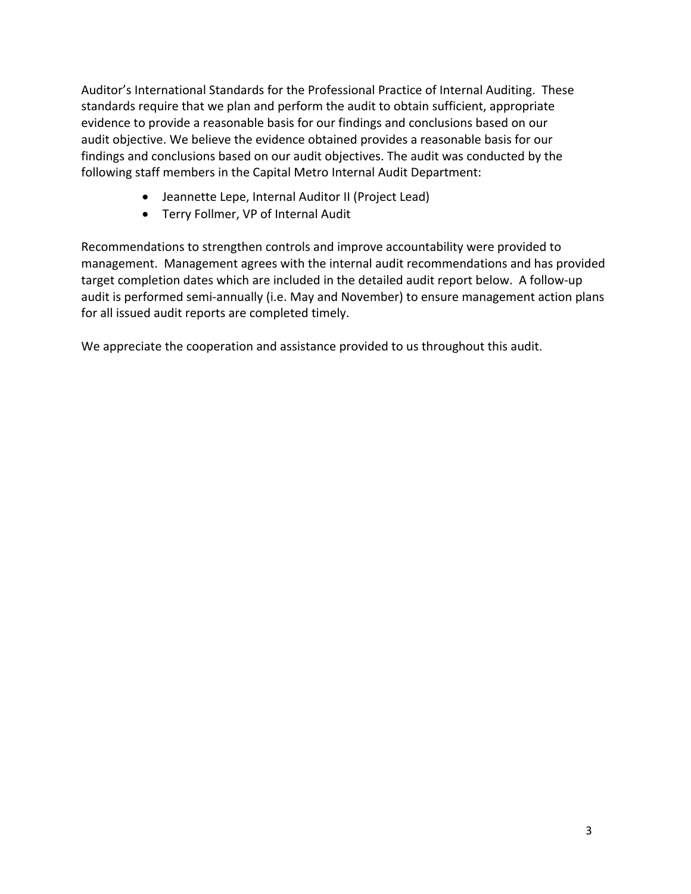Auditor's International Standards for the Professional Practice of Internal Auditing. These standards require that we plan and perform the audit to obtain sufficient, appropriate evidence to provide a reasonable basis for our findings and conclusions based on our audit objective. We believe the evidence obtained provides a reasonable basis for our findings and conclusions based on our audit objectives. The audit was conducted by the following staff members in the Capital Metro Internal Audit Department:

- Jeannette Lepe, Internal Auditor II (Project Lead)
- Terry Follmer, VP of Internal Audit

Recommendations to strengthen controls and improve accountability were provided to management. Management agrees with the internal audit recommendations and has provided target completion dates which are included in the detailed audit report below. A follow-up audit is performed semi-annually (i.e. May and November) to ensure management action plans for all issued audit reports are completed timely.

We appreciate the cooperation and assistance provided to us throughout this audit.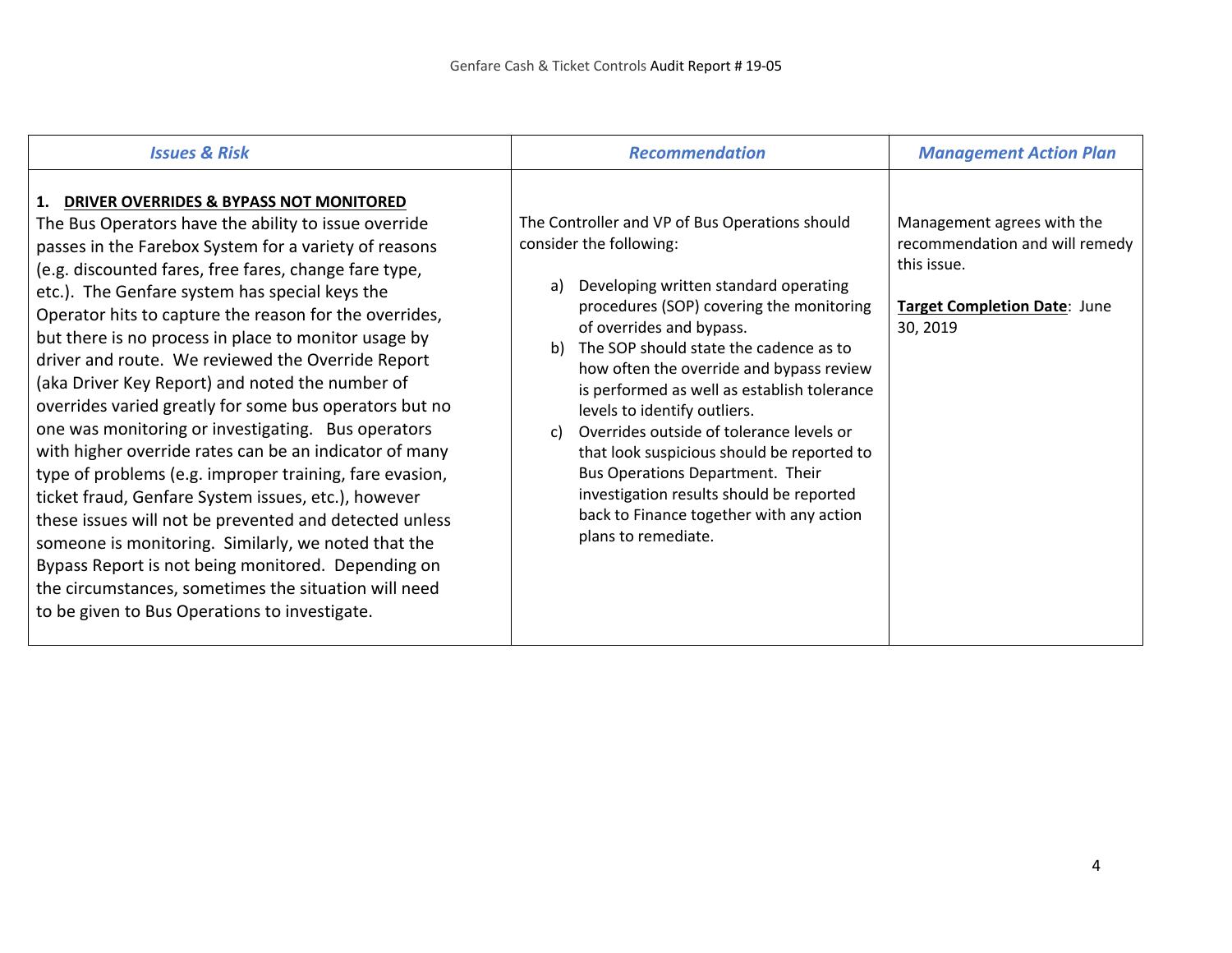| *Issues & Risk* | *Recommendation* | *Management Action Plan* |
|---|---|---|
| **1. DRIVER OVERRIDES & BYPASS NOT MONITORED**<br>The Bus Operators have the ability to issue override passes in the Farebox System for a variety of reasons (e.g. discounted fares, free fares, change fare type, etc.). The Genfare system has special keys the Operator hits to capture the reason for the overrides, but there is no process in place to monitor usage by driver and route. We reviewed the Override Report (aka Driver Key Report) and noted the number of overrides varied greatly for some bus operators but no one was monitoring or investigating. Bus operators with higher override rates can be an indicator of many type of problems (e.g. improper training, fare evasion, ticket fraud, Genfare System issues, etc.), however these issues will not be prevented and detected unless someone is monitoring. Similarly, we noted that the Bypass Report is not being monitored. Depending on the circumstances, sometimes the situation will need to be given to Bus Operations to investigate. | The Controller and VP of Bus Operations should consider the following:<br><br>a) Developing written standard operating procedures (SOP) covering the monitoring of overrides and bypass.<br>b) The SOP should state the cadence as to how often the override and bypass review is performed as well as establish tolerance levels to identify outliers.<br>c) Overrides outside of tolerance levels or that look suspicious should be reported to Bus Operations Department. Their investigation results should be reported back to Finance together with any action plans to remediate. | Management agrees with the recommendation and will remedy this issue.<br><br>**Target Completion Date**: June 30, 2019 |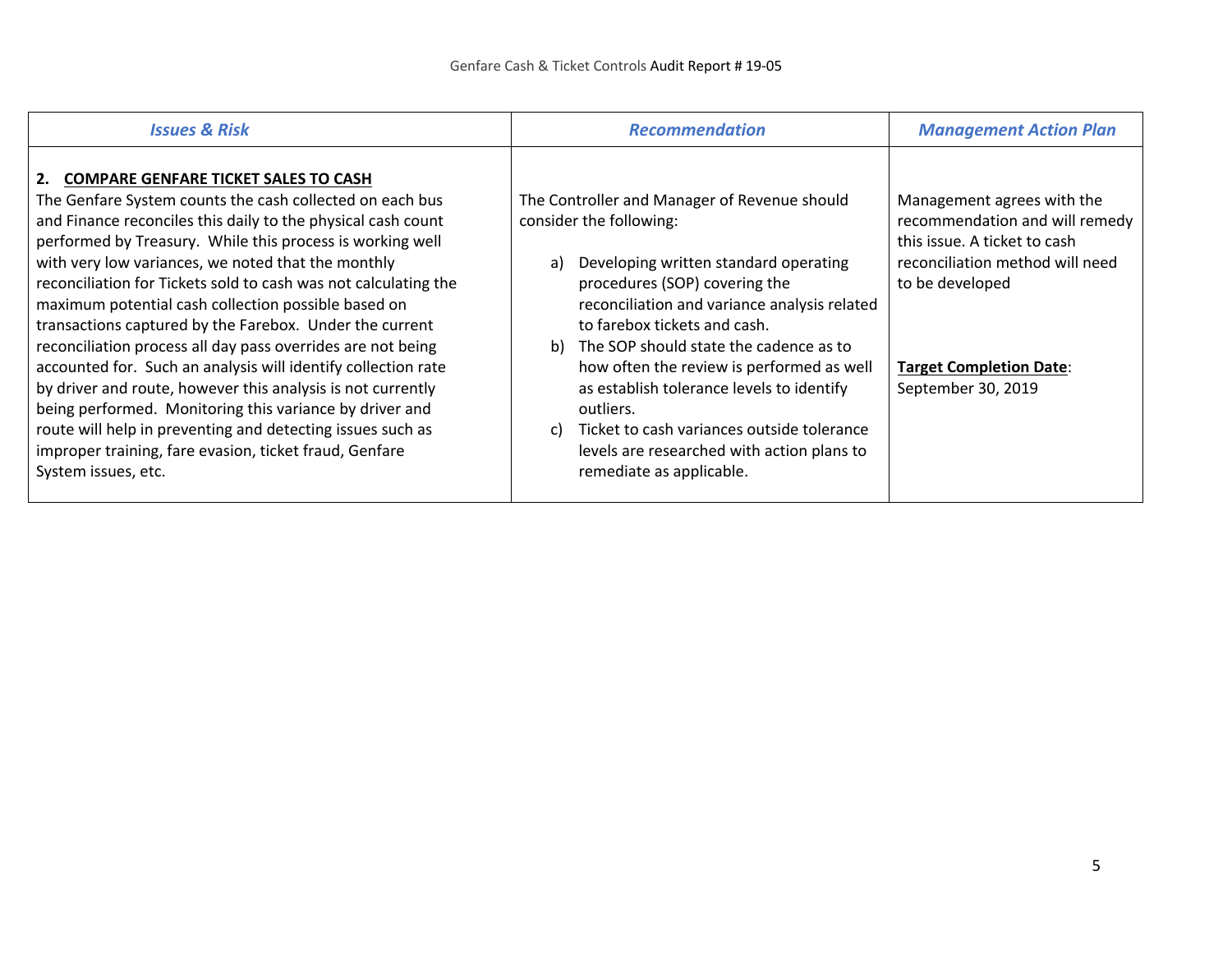| ***Issues & Risk*** | ***Recommendation*** | ***Management Action Plan*** |
|---|---|---|
| **2. <u>COMPARE GENFARE TICKET SALES TO CASH</u>**<br>The Genfare System counts the cash collected on each bus and Finance reconciles this daily to the physical cash count performed by Treasury. While this process is working well with very low variances, we noted that the monthly reconciliation for Tickets sold to cash was not calculating the maximum potential cash collection possible based on transactions captured by the Farebox. Under the current reconciliation process all day pass overrides are not being accounted for. Such an analysis will identify collection rate by driver and route, however this analysis is not currently being performed. Monitoring this variance by driver and route will help in preventing and detecting issues such as improper training, fare evasion, ticket fraud, Genfare System issues, etc. | The Controller and Manager of Revenue should consider the following:<br><br>a) Developing written standard operating procedures (SOP) covering the reconciliation and variance analysis related to farebox tickets and cash.<br>b) The SOP should state the cadence as to how often the review is performed as well as establish tolerance levels to identify outliers.<br>c) Ticket to cash variances outside tolerance levels are researched with action plans to remediate as applicable. | Management agrees with the recommendation and will remedy this issue. A ticket to cash reconciliation method will need to be developed<br><br>**<u>Target Completion Date</u>**: September 30, 2019 |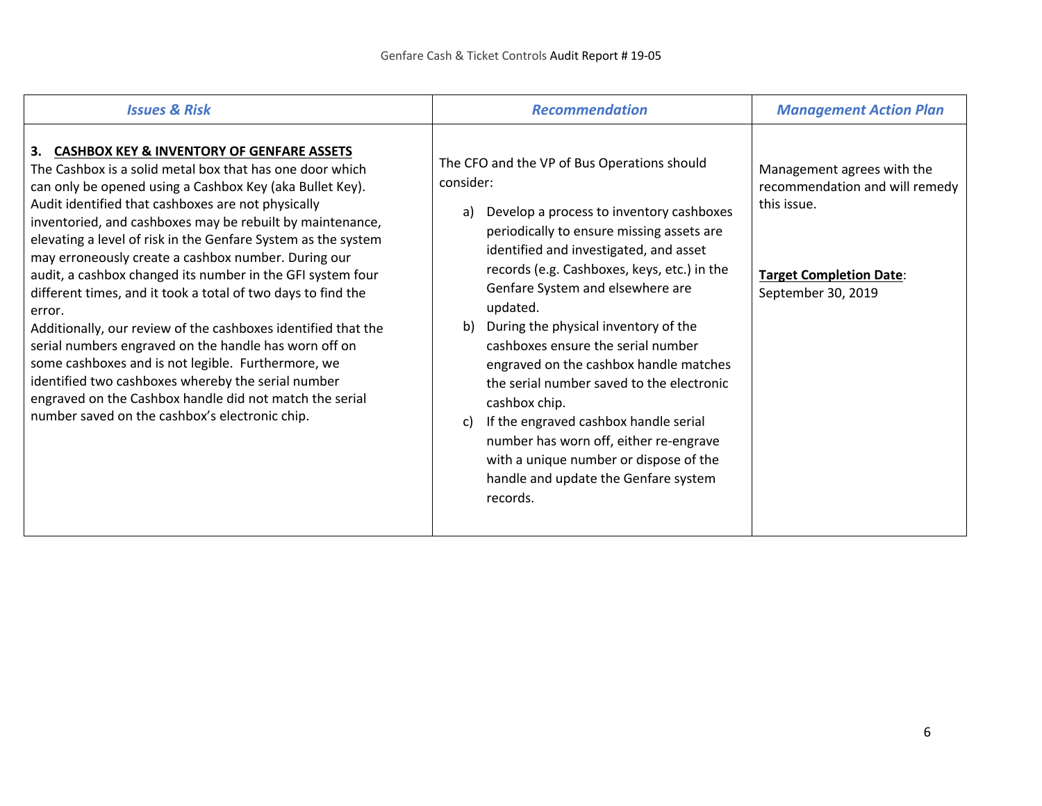| *Issues & Risk* | *Recommendation* | *Management Action Plan* |
| --- | --- | --- |
| **3. CASHBOX KEY & INVENTORY OF GENFARE ASSETS**<br>The Cashbox is a solid metal box that has one door which can only be opened using a Cashbox Key (aka Bullet Key). Audit identified that cashboxes are not physically inventoried, and cashboxes may be rebuilt by maintenance, elevating a level of risk in the Genfare System as the system may erroneously create a cashbox number. During our audit, a cashbox changed its number in the GFI system four different times, and it took a total of two days to find the error.<br>Additionally, our review of the cashboxes identified that the serial numbers engraved on the handle has worn off on some cashboxes and is not legible. Furthermore, we identified two cashboxes whereby the serial number engraved on the Cashbox handle did not match the serial number saved on the cashbox's electronic chip. | The CFO and the VP of Bus Operations should consider:<br>a) Develop a process to inventory cashboxes periodically to ensure missing assets are identified and investigated, and asset records (e.g. Cashboxes, keys, etc.) in the Genfare System and elsewhere are updated.<br>b) During the physical inventory of the cashboxes ensure the serial number engraved on the cashbox handle matches the serial number saved to the electronic cashbox chip.<br>c) If the engraved cashbox handle serial number has worn off, either re-engrave with a unique number or dispose of the handle and update the Genfare system records. | Management agrees with the recommendation and will remedy this issue.<br><br>**Target Completion Date**: September 30, 2019 |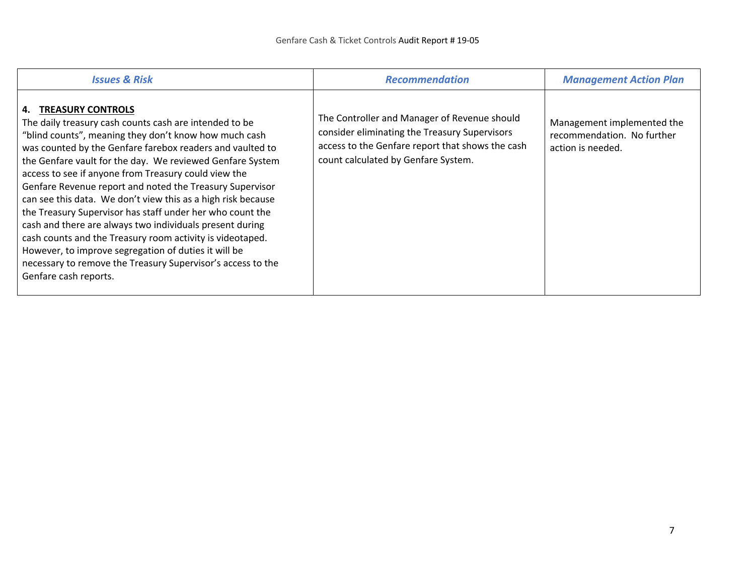| *Issues & Risk* | *Recommendation* | *Management Action Plan* |
|---|---|---|
| **4. TREASURY CONTROLS**<br>The daily treasury cash counts cash are intended to be "blind counts", meaning they don't know how much cash was counted by the Genfare farebox readers and vaulted to the Genfare vault for the day. We reviewed Genfare System access to see if anyone from Treasury could view the Genfare Revenue report and noted the Treasury Supervisor can see this data. We don't view this as a high risk because the Treasury Supervisor has staff under her who count the cash and there are always two individuals present during cash counts and the Treasury room activity is videotaped. However, to improve segregation of duties it will be necessary to remove the Treasury Supervisor's access to the Genfare cash reports. | The Controller and Manager of Revenue should consider eliminating the Treasury Supervisors access to the Genfare report that shows the cash count calculated by Genfare System. | Management implemented the recommendation. No further action is needed. |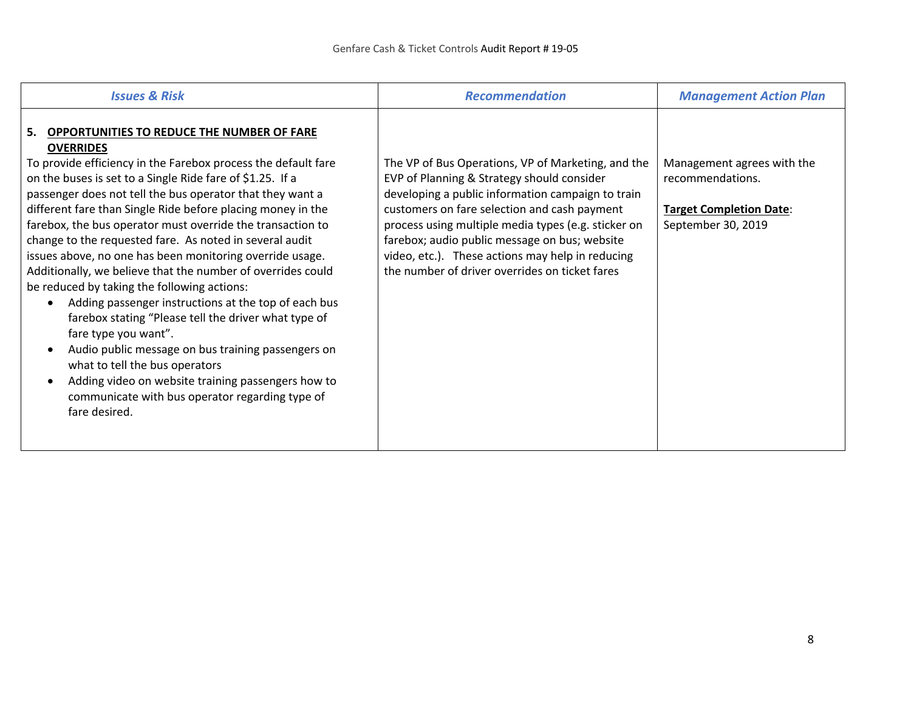| *Issues & Risk* | *Recommendation* | *Management Action Plan* |
|---|---|---|
| **5. OPPORTUNITIES TO REDUCE THE NUMBER OF FARE OVERRIDES**<br>To provide efficiency in the Farebox process the default fare on the buses is set to a Single Ride fare of $1.25. If a passenger does not tell the bus operator that they want a different fare than Single Ride before placing money in the farebox, the bus operator must override the transaction to change to the requested fare. As noted in several audit issues above, no one has been monitoring override usage. Additionally, we believe that the number of overrides could be reduced by taking the following actions:<br>• Adding passenger instructions at the top of each bus farebox stating "Please tell the driver what type of fare type you want".<br>• Audio public message on bus training passengers on what to tell the bus operators<br>• Adding video on website training passengers how to communicate with bus operator regarding type of fare desired. | The VP of Bus Operations, VP of Marketing, and the EVP of Planning & Strategy should consider developing a public information campaign to train customers on fare selection and cash payment process using multiple media types (e.g. sticker on farebox; audio public message on bus; website video, etc.). These actions may help in reducing the number of driver overrides on ticket fares | Management agrees with the recommendations.<br><br>**Target Completion Date**: September 30, 2019 |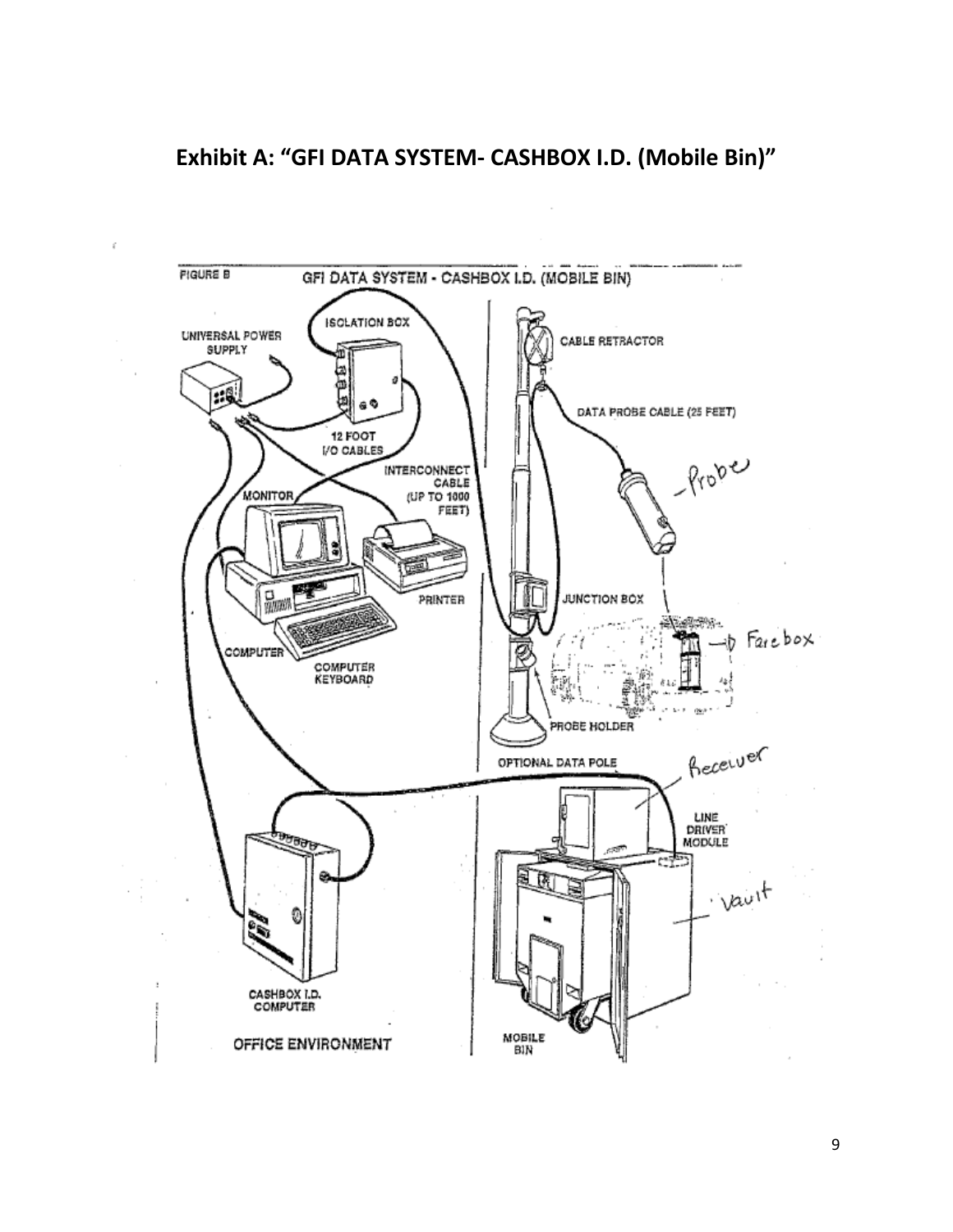**Exhibit A: "GFI DATA SYSTEM- CASHBOX I.D. (Mobile Bin)"**

FIGURE B GFI DATA SYSTEM - CASHBOX I.D. (MOBILE BIN)

ISOLATION BOX
UNIVERSAL POWER SUPPLY
12 FOOT I/O CABLES
INTERCONNECT CABLE (UP TO 1000 FEET)
MONITOR
PRINTER
COMPUTER
COMPUTER KEYBOARD
CASHBOX I.D. COMPUTER
OFFICE ENVIRONMENT

CABLE RETRACTOR
DATA PROBE CABLE (25 FEET)
-Probe
JUNCTION BOX
Farebox
PROBE HOLDER
OPTIONAL DATA POLE
Receiver
LINE DRIVER MODULE
Vault
MOBILE BIN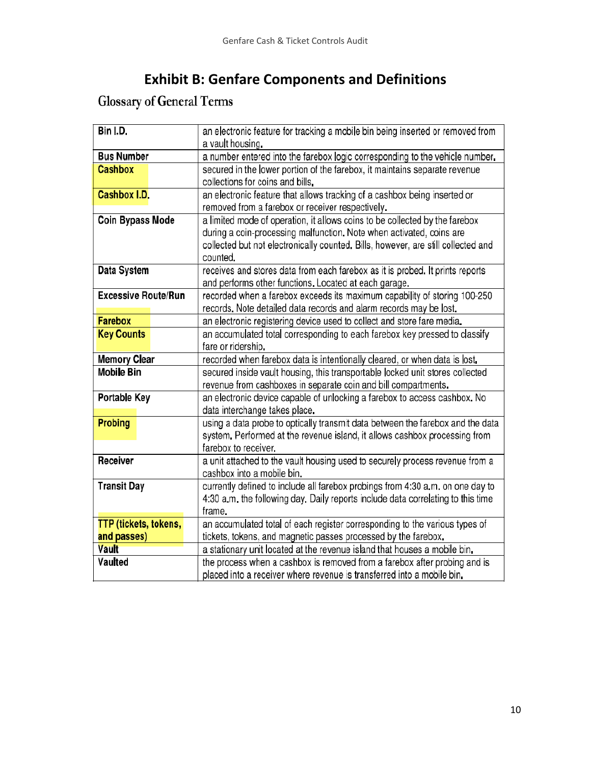# Exhibit B: Genfare Components and Definitions

## Glossary of General Terms

| Term | Definition |
|---|---|
| **Bin I.D.** | an electronic feature for tracking a mobile bin being inserted or removed from a vault housing. |
| **Bus Number** | a number entered into the farebox logic corresponding to the vehicle number. |
| **Cashbox** | secured in the lower portion of the farebox, it maintains separate revenue collections for coins and bills. |
| **Cashbox I.D.** | an electronic feature that allows tracking of a cashbox being inserted or removed from a farebox or receiver respectively. |
| **Coin Bypass Mode** | a limited mode of operation, it allows coins to be collected by the farebox during a coin-processing malfunction. Note when activated, coins are collected but not electronically counted. Bills, however, are still collected and counted. |
| **Data System** | receives and stores data from each farebox as it is probed. It prints reports and performs other functions. Located at each garage. |
| **Excessive Route/Run** | recorded when a farebox exceeds its maximum capability of storing 100-250 records. Note detailed data records and alarm records may be lost. |
| **Farebox** | an electronic registering device used to collect and store fare media. |
| **Key Counts** | an accumulated total corresponding to each farebox key pressed to classify fare or ridership. |
| **Memory Clear** | recorded when farebox data is intentionally cleared, or when data is lost. |
| **Mobile Bin** | secured inside vault housing, this transportable locked unit stores collected revenue from cashboxes in separate coin and bill compartments. |
| **Portable Key** | an electronic device capable of unlocking a farebox to access cashbox. No data interchange takes place. |
| **Probing** | using a data probe to optically transmit data between the farebox and the data system. Performed at the revenue island, it allows cashbox processing from farebox to receiver. |
| **Receiver** | a unit attached to the vault housing used to securely process revenue from a cashbox into a mobile bin. |
| **Transit Day** | currently defined to include all farebox probings from 4:30 a.m. on one day to 4:30 a.m. the following day. Daily reports include data correlating to this time frame. |
| **TTP (tickets, tokens, and passes)** | an accumulated total of each register corresponding to the various types of tickets, tokens, and magnetic passes processed by the farebox. |
| **Vault** | a stationary unit located at the revenue island that houses a mobile bin. |
| **Vaulted** | the process when a cashbox is removed from a farebox after probing and is placed into a receiver where revenue is transferred into a mobile bin. |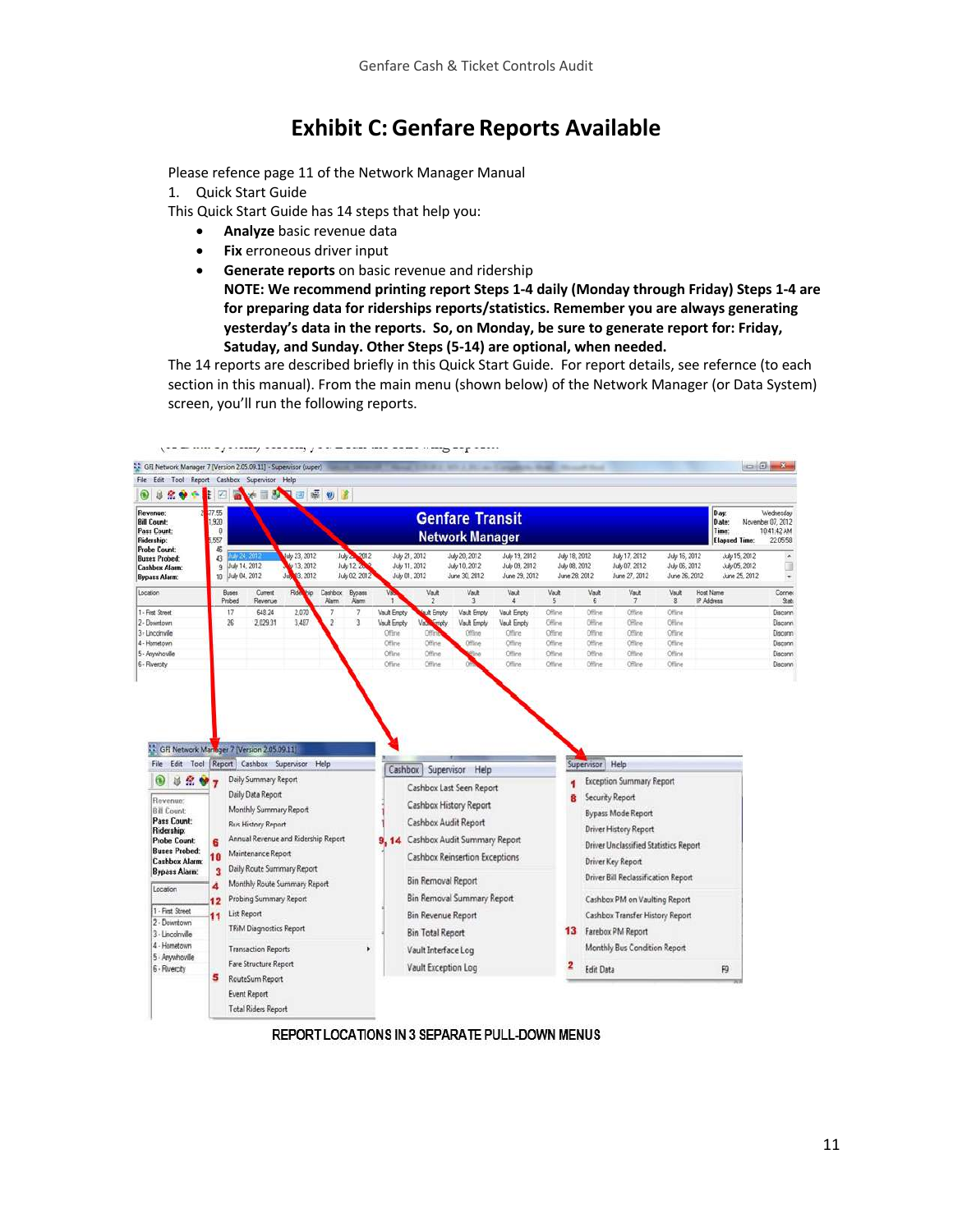# Exhibit C: Genfare Reports Available

Please refence page 11 of the Network Manager Manual

1. Quick Start Guide

This Quick Start Guide has 14 steps that help you:

- **Analyze** basic revenue data
- **Fix** erroneous driver input
- **Generate reports** on basic revenue and ridership
  **NOTE: We recommend printing report Steps 1-4 daily (Monday through Friday) Steps 1-4 are for preparing data for riderships reports/statistics. Remember you are always generating yesterday's data in the reports. So, on Monday, be sure to generate report for: Friday, Satuday, and Sunday. Other Steps (5-14) are optional, when needed.**

The 14 reports are described briefly in this Quick Start Guide. For report details, see refernce (to each section in this manual). From the main menu (shown below) of the Network Manager (or Data System) screen, you'll run the following reports.

REPORT LOCATIONS IN 3 SEPARATE PULL-DOWN MENUS